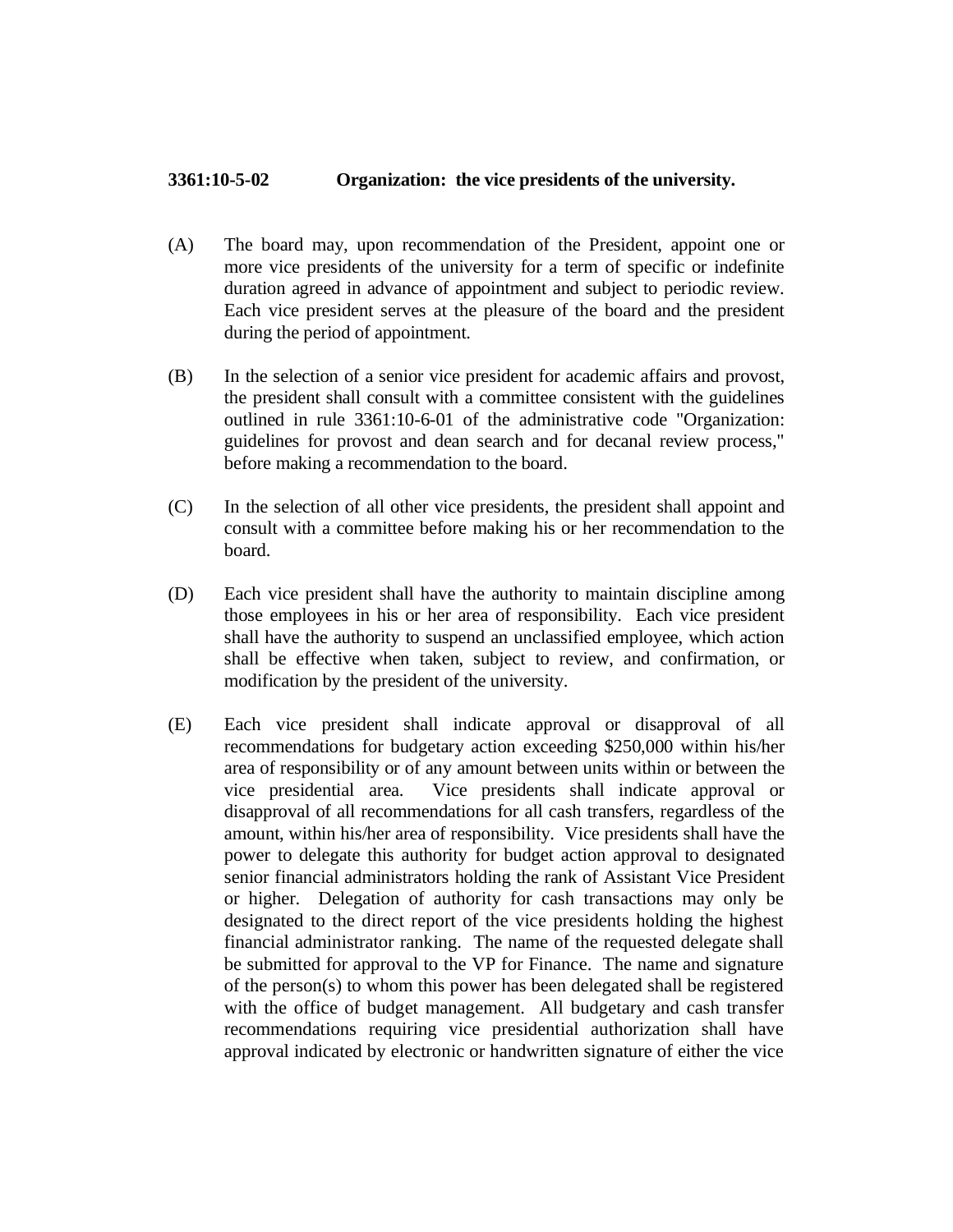**3361:10-5-02 Organization: the vice presidents of the university.**

(A) The board may, upon recommendation of the President, appoint one or more vice presidents of the university for a term of specific or indefinite duration agreed in advance of appointment and subject to periodic review. Each vice president serves at the pleasure of the board and the president during the period of appointment.

(B) In the selection of a senior vice president for academic affairs and provost, the president shall consult with a committee consistent with the guidelines outlined in rule 3361:10-6-01 of the administrative code "Organization: guidelines for provost and dean search and for decanal review process," before making a recommendation to the board.

(C) In the selection of all other vice presidents, the president shall appoint and consult with a committee before making his or her recommendation to the board.

(D) Each vice president shall have the authority to maintain discipline among those employees in his or her area of responsibility. Each vice president shall have the authority to suspend an unclassified employee, which action shall be effective when taken, subject to review, and confirmation, or modification by the president of the university.

(E) Each vice president shall indicate approval or disapproval of all recommendations for budgetary action exceeding $250,000 within his/her area of responsibility or of any amount between units within or between the vice presidential area. Vice presidents shall indicate approval or disapproval of all recommendations for all cash transfers, regardless of the amount, within his/her area of responsibility. Vice presidents shall have the power to delegate this authority for budget action approval to designated senior financial administrators holding the rank of Assistant Vice President or higher. Delegation of authority for cash transactions may only be designated to the direct report of the vice presidents holding the highest financial administrator ranking. The name of the requested delegate shall be submitted for approval to the VP for Finance. The name and signature of the person(s) to whom this power has been delegated shall be registered with the office of budget management. All budgetary and cash transfer recommendations requiring vice presidential authorization shall have approval indicated by electronic or handwritten signature of either the vice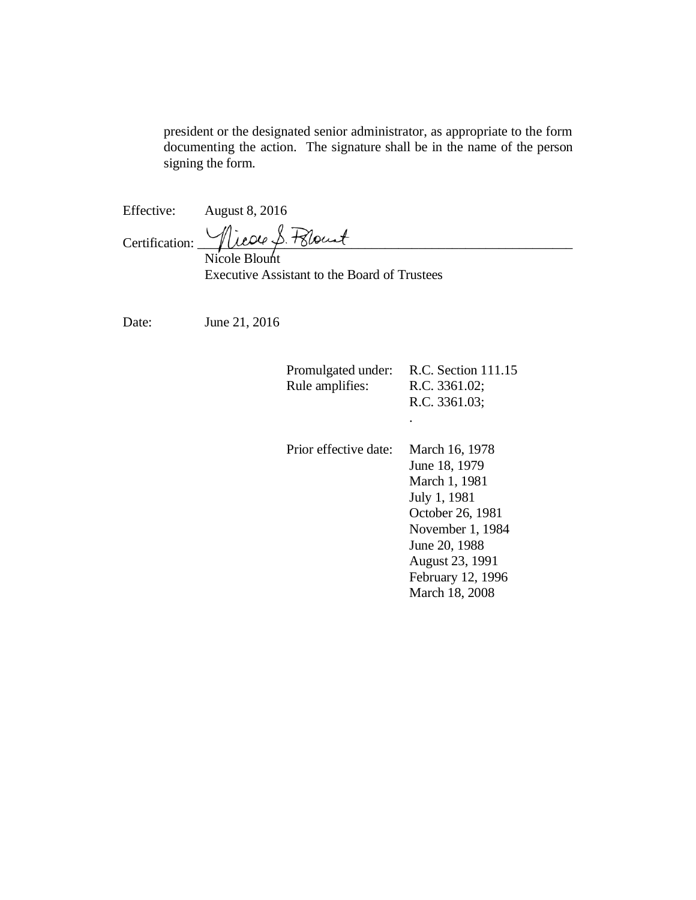president or the designated senior administrator, as appropriate to the form documenting the action. The signature shall be in the name of the person signing the form.

Effective: August 8, 2016

Certification: ______________________________

Nicole Blount
Executive Assistant to the Board of Trustees

Date: June 21, 2016

| | |
|---|---|
| Promulgated under: | R.C. Section 111.15 |
| Rule amplifies: | R.C. 3361.02; R.C. 3361.03; . |
| Prior effective date: | March 16, 1978 June 18, 1979 March 1, 1981 July 1, 1981 October 26, 1981 November 1, 1984 June 20, 1988 August 23, 1991 February 12, 1996 March 18, 2008 |